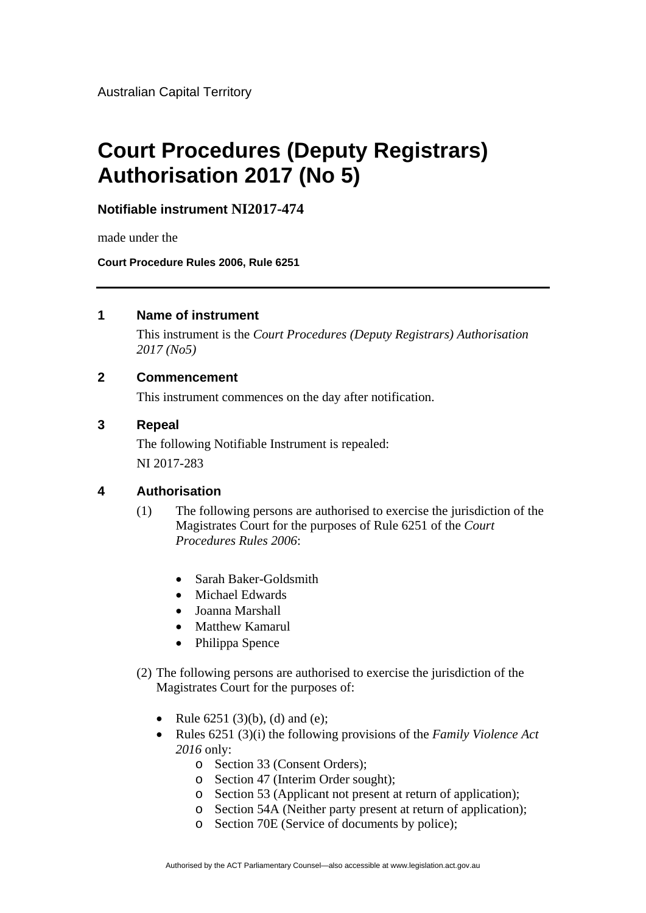Australian Capital Territory

# Court Procedures (Deputy Registrars) Authorisation 2017 (No 5)

**Notifiable instrument NI2017-474**

made under the

**Court Procedure Rules 2006, Rule 6251**

---

## 1 Name of instrument

This instrument is the *Court Procedures (Deputy Registrars) Authorisation 2017 (No5)*

## 2 Commencement

This instrument commences on the day after notification.

## 3 Repeal

The following Notifiable Instrument is repealed:

NI 2017-283

## 4 Authorisation

(1) The following persons are authorised to exercise the jurisdiction of the Magistrates Court for the purposes of Rule 6251 of the *Court Procedures Rules 2006*:

- Sarah Baker-Goldsmith
- Michael Edwards
- Joanna Marshall
- Matthew Kamarul
- Philippa Spence

(2) The following persons are authorised to exercise the jurisdiction of the Magistrates Court for the purposes of:

- Rule 6251 (3)(b), (d) and (e);
- Rules 6251 (3)(i) the following provisions of the *Family Violence Act 2016* only:
    - Section 33 (Consent Orders);
    - Section 47 (Interim Order sought);
    - Section 53 (Applicant not present at return of application);
    - Section 54A (Neither party present at return of application);
    - Section 70E (Service of documents by police);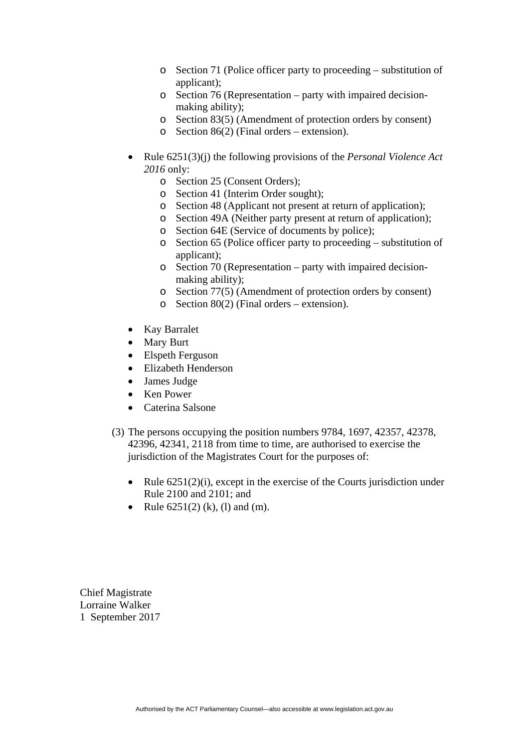- Section 71 (Police officer party to proceeding – substitution of applicant);
    - Section 76 (Representation – party with impaired decision-making ability);
    - Section 83(5) (Amendment of protection orders by consent)
    - Section 86(2) (Final orders – extension).

- Rule 6251(3)(j) the following provisions of the *Personal Violence Act 2016* only:
    - Section 25 (Consent Orders);
    - Section 41 (Interim Order sought);
    - Section 48 (Applicant not present at return of application);
    - Section 49A (Neither party present at return of application);
    - Section 64E (Service of documents by police);
    - Section 65 (Police officer party to proceeding – substitution of applicant);
    - Section 70 (Representation – party with impaired decision-making ability);
    - Section 77(5) (Amendment of protection orders by consent)
    - Section 80(2) (Final orders – extension).

- Kay Barralet
- Mary Burt
- Elspeth Ferguson
- Elizabeth Henderson
- James Judge
- Ken Power
- Caterina Salsone

(3) The persons occupying the position numbers 9784, 1697, 42357, 42378, 42396, 42341, 2118 from time to time, are authorised to exercise the jurisdiction of the Magistrates Court for the purposes of:

- Rule 6251(2)(i), except in the exercise of the Courts jurisdiction under Rule 2100 and 2101; and
- Rule 6251(2) (k), (l) and (m).

Chief Magistrate
Lorraine Walker
1 September 2017